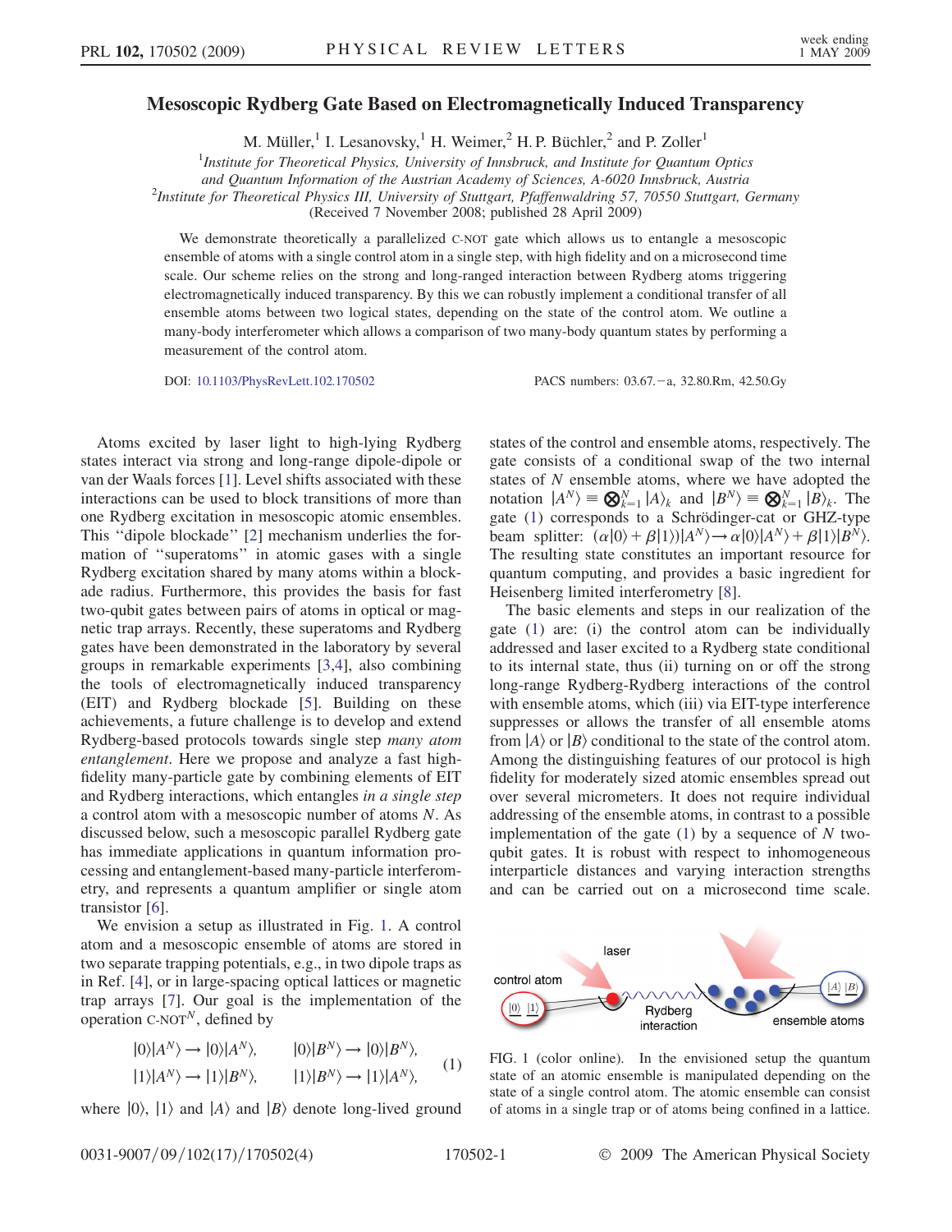# Mesoscopic Rydberg Gate Based on Electromagnetically Induced Transparency

M. Müller,[1] I. Lesanovsky,[1] H. Weimer,[2] H. P. Büchler,[2] and P. Zoller[1]

[1]*Institute for Theoretical Physics, University of Innsbruck, and Institute for Quantum Optics and Quantum Information of the Austrian Academy of Sciences, A-6020 Innsbruck, Austria*
[2]*Institute for Theoretical Physics III, University of Stuttgart, Pfaffenwaldring 57, 70550 Stuttgart, Germany*
(Received 7 November 2008; published 28 April 2009)

We demonstrate theoretically a parallelized C-NOT gate which allows us to entangle a mesoscopic ensemble of atoms with a single control atom in a single step, with high fidelity and on a microsecond time scale. Our scheme relies on the strong and long-ranged interaction between Rydberg atoms triggering electromagnetically induced transparency. By this we can robustly implement a conditional transfer of all ensemble atoms between two logical states, depending on the state of the control atom. We outline a many-body interferometer which allows a comparison of two many-body quantum states by performing a measurement of the control atom.

DOI: 10.1103/PhysRevLett.102.170502 PACS numbers: 03.67.−a, 32.80.Rm, 42.50.Gy

Atoms excited by laser light to high-lying Rydberg states interact via strong and long-range dipole-dipole or van der Waals forces [1]. Level shifts associated with these interactions can be used to block transitions of more than one Rydberg excitation in mesoscopic atomic ensembles. This "dipole blockade" [2] mechanism underlies the formation of "superatoms" in atomic gases with a single Rydberg excitation shared by many atoms within a blockade radius. Furthermore, this provides the basis for fast two-qubit gates between pairs of atoms in optical or magnetic trap arrays. Recently, these superatoms and Rydberg gates have been demonstrated in the laboratory by several groups in remarkable experiments [3,4], also combining the tools of electromagnetically induced transparency (EIT) and Rydberg blockade [5]. Building on these achievements, a future challenge is to develop and extend Rydberg-based protocols towards single step *many atom entanglement*. Here we propose and analyze a fast high-fidelity many-particle gate by combining elements of EIT and Rydberg interactions, which entangles *in a single step* a control atom with a mesoscopic number of atoms $N$. As discussed below, such a mesoscopic parallel Rydberg gate has immediate applications in quantum information processing and entanglement-based many-particle interferometry, and represents a quantum amplifier or single atom transistor [6].

We envision a setup as illustrated in Fig. 1. A control atom and a mesoscopic ensemble of atoms are stored in two separate trapping potentials, e.g., in two dipole traps as in Ref. [4], or in large-spacing optical lattices or magnetic trap arrays [7]. Our goal is the implementation of the operation C-NOT$^N$, defined by

$$
\begin{aligned}
|0\rangle|A^N\rangle &\rightarrow |0\rangle|A^N\rangle, \qquad & |0\rangle|B^N\rangle &\rightarrow |0\rangle|B^N\rangle,\\
|1\rangle|A^N\rangle &\rightarrow |1\rangle|B^N\rangle, \qquad & |1\rangle|B^N\rangle &\rightarrow |1\rangle|A^N\rangle,
\end{aligned}
\tag{1}
$$

where $|0\rangle$, $|1\rangle$ and $|A\rangle$ and $|B\rangle$ denote long-lived ground states of the control and ensemble atoms, respectively. The gate consists of a conditional swap of the two internal states of $N$ ensemble atoms, where we have adopted the notation $|A^N\rangle \equiv \bigotimes_{k=1}^{N} |A\rangle_k$ and $|B^N\rangle \equiv \bigotimes_{k=1}^{N} |B\rangle_k$. The gate (1) corresponds to a Schrödinger-cat or GHZ-type beam splitter: $(\alpha|0\rangle + \beta|1\rangle)|A^N\rangle \rightarrow \alpha|0\rangle|A^N\rangle + \beta|1\rangle|B^N\rangle$. The resulting state constitutes an important resource for quantum computing, and provides a basic ingredient for Heisenberg limited interferometry [8].

The basic elements and steps in our realization of the gate (1) are: (i) the control atom can be individually addressed and laser excited to a Rydberg state conditional to its internal state, thus (ii) turning on or off the strong long-range Rydberg-Rydberg interactions of the control with ensemble atoms, which (iii) via EIT-type interference suppresses or allows the transfer of all ensemble atoms from $|A\rangle$ or $|B\rangle$ conditional to the state of the control atom. Among the distinguishing features of our protocol is high fidelity for moderately sized atomic ensembles spread out over several micrometers. It does not require individual addressing of the ensemble atoms, in contrast to a possible implementation of the gate (1) by a sequence of $N$ two-qubit gates. It is robust with respect to inhomogeneous interparticle distances and varying interaction strengths and can be carried out on a microsecond time scale.

FIG. 1 (color online). In the envisioned setup the quantum state of an atomic ensemble is manipulated depending on the state of a single control atom. The atomic ensemble can consist of atoms in a single trap or of atoms being confined in a lattice.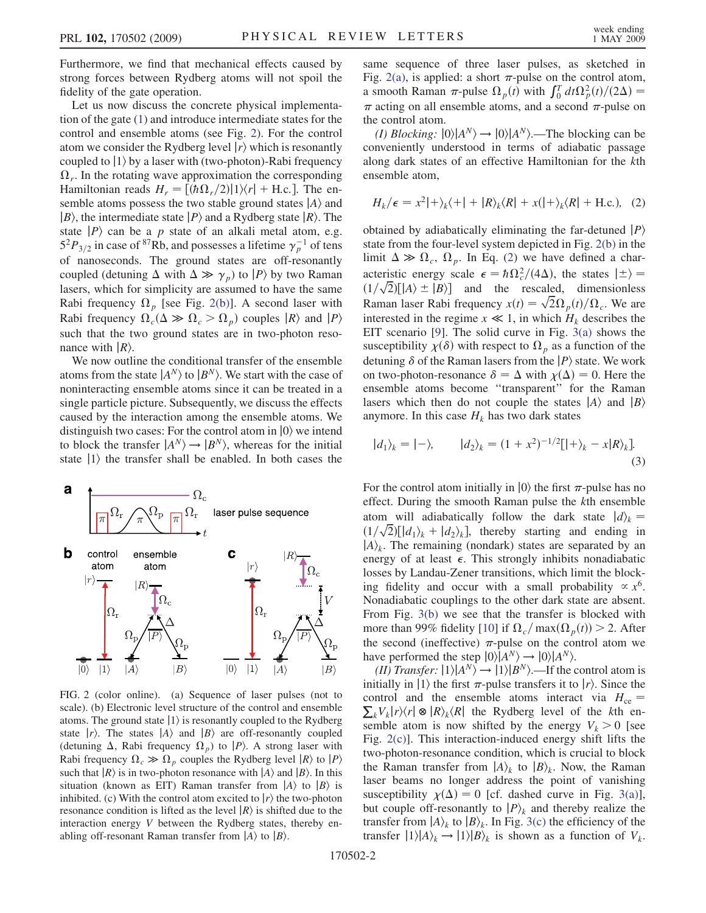Furthermore, we find that mechanical effects caused by strong forces between Rydberg atoms will not spoil the fidelity of the gate operation.

Let us now discuss the concrete physical implementation of the gate (1) and introduce intermediate states for the control and ensemble atoms (see Fig. 2). For the control atom we consider the Rydberg level $|r\rangle$ which is resonantly coupled to $|1\rangle$ by a laser with (two-photon)-Rabi frequency $\Omega_r$. In the rotating wave approximation the corresponding Hamiltonian reads $H_r = [(\hbar\Omega_r/2)|1\rangle\langle r| + \text{H.c.}]$. The ensemble atoms possess the two stable ground states $|A\rangle$ and $|B\rangle$, the intermediate state $|P\rangle$ and a Rydberg state $|R\rangle$. The state $|P\rangle$ can be a $p$ state of an alkali metal atom, e.g. $5^2P_{3/2}$ in case of $^{87}$Rb, and possesses a lifetime $\gamma_p^{-1}$ of tens of nanoseconds. The ground states are off-resonantly coupled (detuning $\Delta$ with $\Delta \gg \gamma_p$) to $|P\rangle$ by two Raman lasers, which for simplicity are assumed to have the same Rabi frequency $\Omega_p$ [see Fig. 2(b)]. A second laser with Rabi frequency $\Omega_c(\Delta \gg \Omega_c > \Omega_p)$ couples $|R\rangle$ and $|P\rangle$ such that the two ground states are in two-photon resonance with $|R\rangle$.

We now outline the conditional transfer of the ensemble atoms from the state $|A^N\rangle$ to $|B^N\rangle$. We start with the case of noninteracting ensemble atoms since it can be treated in a single particle picture. Subsequently, we discuss the effects caused by the interaction among the ensemble atoms. We distinguish two cases: For the control atom in $|0\rangle$ we intend to block the transfer $|A^N\rangle \to |B^N\rangle$, whereas for the initial state $|1\rangle$ the transfer shall be enabled. In both cases the same sequence of three laser pulses, as sketched in Fig. 2(a), is applied: a short $\pi$-pulse on the control atom, a smooth Raman $\pi$-pulse $\Omega_p(t)$ with $\int_0^T dt\Omega_p^2(t)/(2\Delta) = \pi$ acting on all ensemble atoms, and a second $\pi$-pulse on the control atom.

FIG. 2 (color online). (a) Sequence of laser pulses (not to scale). (b) Electronic level structure of the control and ensemble atoms. The ground state $|1\rangle$ is resonantly coupled to the Rydberg state $|r\rangle$. The states $|A\rangle$ and $|B\rangle$ are off-resonantly coupled (detuning $\Delta$, Rabi frequency $\Omega_p$) to $|P\rangle$. A strong laser with Rabi frequency $\Omega_c \gg \Omega_p$ couples the Rydberg level $|R\rangle$ to $|P\rangle$ such that $|R\rangle$ is in two-photon resonance with $|A\rangle$ and $|B\rangle$. In this situation (known as EIT) Raman transfer from $|A\rangle$ to $|B\rangle$ is inhibited. (c) With the control atom excited to $|r\rangle$ the two-photon resonance condition is lifted as the level $|R\rangle$ is shifted due to the interaction energy $V$ between the Rydberg states, thereby enabling off-resonant Raman transfer from $|A\rangle$ to $|B\rangle$.

*(I) Blocking:* $|0\rangle|A^N\rangle \to |0\rangle|A^N\rangle$.—The blocking can be conveniently understood in terms of adiabatic passage along dark states of an effective Hamiltonian for the $k$th ensemble atom,

$$H_k/\epsilon = x^2|+\rangle_k\langle+| + |R\rangle_k\langle R| + x(|+\rangle_k\langle R| + \text{H.c.}), \quad (2)$$

obtained by adiabatically eliminating the far-detuned $|P\rangle$ state from the four-level system depicted in Fig. 2(b) in the limit $\Delta \gg \Omega_c, \Omega_p$. In Eq. (2) we have defined a characteristic energy scale $\epsilon = \hbar\Omega_c^2/(4\Delta)$, the states $|\pm\rangle = (1/\sqrt{2})[|A\rangle \pm |B\rangle]$ and the rescaled, dimensionless Raman laser Rabi frequency $x(t) = \sqrt{2}\Omega_p(t)/\Omega_c$. We are interested in the regime $x \ll 1$, in which $H_k$ describes the EIT scenario [9]. The solid curve in Fig. 3(a) shows the susceptibility $\chi(\delta)$ with respect to $\Omega_p$ as a function of the detuning $\delta$ of the Raman lasers from the $|P\rangle$ state. We work on two-photon-resonance $\delta = \Delta$ with $\chi(\Delta) = 0$. Here the ensemble atoms become "transparent" for the Raman lasers which then do not couple the states $|A\rangle$ and $|B\rangle$ anymore. In this case $H_k$ has two dark states

$$|d_1\rangle_k = |-\rangle, \qquad |d_2\rangle_k = (1 + x^2)^{-1/2}[|+\rangle_k - x|R\rangle_k]. \quad (3)$$

For the control atom initially in $|0\rangle$ the first $\pi$-pulse has no effect. During the smooth Raman pulse the $k$th ensemble atom will adiabatically follow the dark state $|d\rangle_k = (1/\sqrt{2})[|d_1\rangle_k + |d_2\rangle_k]$, thereby starting and ending in $|A\rangle_k$. The remaining (nondark) states are separated by an energy of at least $\epsilon$. This strongly inhibits nonadiabatic losses by Landau-Zener transitions, which limit the blocking fidelity and occur with a small probability $\propto x^6$. Nonadiabatic couplings to the other dark state are absent. From Fig. 3(b) we see that the transfer is blocked with more than 99% fidelity [10] if $\Omega_c/\max(\Omega_p(t)) > 2$. After the second (ineffective) $\pi$-pulse on the control atom we have performed the step $|0\rangle|A^N\rangle \to |0\rangle|A^N\rangle$.

*(II) Transfer:* $|1\rangle|A^N\rangle \to |1\rangle|B^N\rangle$.—If the control atom is initially in $|1\rangle$ the first $\pi$-pulse transfers it to $|r\rangle$. Since the control and the ensemble atoms interact via $H_{ce} = \sum_k V_k|r\rangle\langle r| \otimes |R\rangle_k\langle R|$ the Rydberg level of the $k$th ensemble atom is now shifted by the energy $V_k > 0$ [see Fig. 2(c)]. This interaction-induced energy shift lifts the two-photon-resonance condition, which is crucial to block the Raman transfer from $|A\rangle_k$ to $|B\rangle_k$. Now, the Raman laser beams no longer address the point of vanishing susceptibility $\chi(\Delta) = 0$ [cf. dashed curve in Fig. 3(a)], but couple off-resonantly to $|P\rangle_k$ and thereby realize the transfer from $|A\rangle_k$ to $|B\rangle_k$. In Fig. 3(c) the efficiency of the transfer $|1\rangle|A\rangle_k \to |1\rangle|B\rangle_k$ is shown as a function of $V_k$.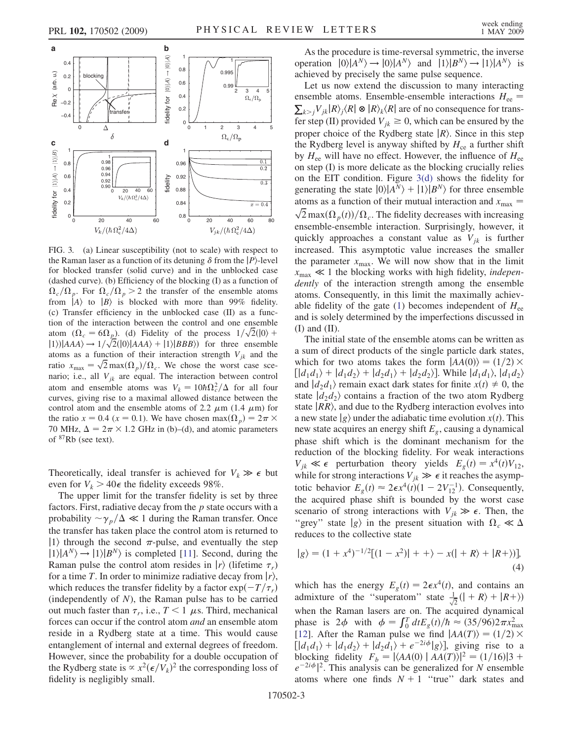FIG. 3. (a) Linear susceptibility (not to scale) with respect to the Raman laser as a function of its detuning $\delta$ from the $|P\rangle$-level for blocked transfer (solid curve) and in the unblocked case (dashed curve). (b) Efficiency of the blocking (I) as a function of $\Omega_c/\Omega_p$. For $\Omega_c/\Omega_p > 2$ the transfer of the ensemble atoms from $|A\rangle$ to $|B\rangle$ is blocked with more than 99% fidelity. (c) Transfer efficiency in the unblocked case (II) as a function of the interaction between the control and one ensemble atom ($\Omega_c = 6\Omega_p$). (d) Fidelity of the process $1/\sqrt{2}(|0\rangle + |1\rangle)|AAA\rangle \rightarrow 1/\sqrt{2}(|0\rangle|AAA\rangle + |1\rangle|BBB\rangle)$ for three ensemble atoms as a function of their interaction strength $V_{jk}$ and the ratio $x_{\max} = \sqrt{2}\max(\Omega_p)/\Omega_c$. We chose the worst case scenario; i.e., all $V_{jk}$ are equal. The interaction between control atom and ensemble atoms was $V_k = 10\hbar\Omega_c^2/\Delta$ for all four curves, giving rise to a maximal allowed distance between the control atom and the ensemble atoms of 2.2 $\mu$m (1.4 $\mu$m) for the ratio $x = 0.4$ ($x = 0.1$). We have chosen $\max(\Omega_p) = 2\pi \times 70$ MHz, $\Delta = 2\pi \times 1.2$ GHz in (b)–(d), and atomic parameters of $^{87}$Rb (see text).

Theoretically, ideal transfer is achieved for $V_k \gg \epsilon$ but even for $V_k > 40\epsilon$ the fidelity exceeds 98%.

The upper limit for the transfer fidelity is set by three factors. First, radiative decay from the $p$ state occurs with a probability $\sim\gamma_p/\Delta \ll 1$ during the Raman transfer. Once the transfer has taken place the control atom is returned to $|1\rangle$ through the second $\pi$-pulse, and eventually the step $|1\rangle|A^N\rangle \rightarrow |1\rangle|B^N\rangle$ is completed [11]. Second, during the Raman pulse the control atom resides in $|r\rangle$ (lifetime $\tau_r$) for a time $T$. In order to minimize radiative decay from $|r\rangle$, which reduces the transfer fidelity by a factor $\exp(-T/\tau_r)$ (independently of $N$), the Raman pulse has to be carried out much faster than $\tau_r$, i.e., $T < 1$ $\mu$s. Third, mechanical forces can occur if the control atom *and* an ensemble atom reside in a Rydberg state at a time. This would cause entanglement of internal and external degrees of freedom. However, since the probability for a double occupation of the Rydberg state is $\propto x^2(\epsilon/V_k)^2$ the corresponding loss of fidelity is negligibly small.

As the procedure is time-reversal symmetric, the inverse operation $|0\rangle|A^N\rangle \rightarrow |0\rangle|A^N\rangle$ and $|1\rangle|B^N\rangle \rightarrow |1\rangle|A^N\rangle$ is achieved by precisely the same pulse sequence.

Let us now extend the discussion to many interacting ensemble atoms. Ensemble-ensemble interactions $H_{\text{ee}} = \sum_{k>j} V_{jk}|R\rangle_j\langle R| \otimes |R\rangle_k\langle R|$ are of no consequence for transfer step (II) provided $V_{jk} \geq 0$, which can be ensured by the proper choice of the Rydberg state $|R\rangle$. Since in this step the Rydberg level is anyway shifted by $H_{\text{ce}}$ a further shift by $H_{\text{ee}}$ will have no effect. However, the influence of $H_{\text{ee}}$ on step (I) is more delicate as the blocking crucially relies on the EIT condition. Figure 3(d) shows the fidelity for generating the state $|0\rangle|A^N\rangle + |1\rangle|B^N\rangle$ for three ensemble atoms as a function of their mutual interaction and $x_{\max} = \sqrt{2}\max(\Omega_p(t))/\Omega_c$. The fidelity decreases with increasing ensemble-ensemble interaction. Surprisingly, however, it quickly approaches a constant value as $V_{jk}$ is further increased. This asymptotic value increases the smaller the parameter $x_{\max}$. We will now show that in the limit $x_{\max} \ll 1$ the blocking works with high fidelity, *independently* of the interaction strength among the ensemble atoms. Consequently, in this limit the maximally achievable fidelity of the gate (1) becomes independent of $H_{\text{ee}}$ and is solely determined by the imperfections discussed in (I) and (II).

The initial state of the ensemble atoms can be written as a sum of direct products of the single particle dark states, which for two atoms takes the form $|AA(0)\rangle = (1/2) \times [|d_1d_1\rangle + |d_1d_2\rangle + |d_2d_1\rangle + |d_2d_2\rangle]$. While $|d_1d_1\rangle$, $|d_1d_2\rangle$ and $|d_2d_1\rangle$ remain exact dark states for finite $x(t) \neq 0$, the state $|d_2d_2\rangle$ contains a fraction of the two atom Rydberg state $|RR\rangle$, and due to the Rydberg interaction evolves into a new state $|g\rangle$ under the adiabatic time evolution $x(t)$. This new state acquires an energy shift $E_g$, causing a dynamical phase shift which is the dominant mechanism for the reduction of the blocking fidelity. For weak interactions $V_{jk} \ll \epsilon$ perturbation theory yields $E_g(t) = x^4(t)V_{12}$, while for strong interactions $V_{jk} \gg \epsilon$ it reaches the asymptotic behavior $E_g(t) \approx 2\epsilon x^4(t)(1 - 2V_{12}^{-1})$. Consequently, the acquired phase shift is bounded by the worst case scenario of strong interactions with $V_{jk} \gg \epsilon$. Then, the "grey" state $|g\rangle$ in the present situation with $\Omega_c \ll \Delta$ reduces to the collective state

$$|g\rangle = (1 + x^4)^{-1/2}[(1 - x^2)| + +\rangle - x(| + R\rangle + |R+\rangle)], \tag{4}$$

which has the energy $E_g(t) = 2\epsilon x^4(t)$, and contains an admixture of the "superatom" state $\frac{1}{\sqrt{2}}(| + R\rangle + |R+\rangle)$ when the Raman lasers are on. The acquired dynamical phase is $2\phi$ with $\phi = \int_0^T dt E_g(t)/\hbar \approx (35/96)2\pi x_{\max}^2$ [12]. After the Raman pulse we find $|AA(T)\rangle = (1/2) \times [|d_1d_1\rangle + |d_1d_2\rangle + |d_2d_1\rangle + e^{-2i\phi}|g\rangle]$, giving rise to a blocking fidelity $F_b = |\langle AA(0) \mid AA(T)\rangle|^2 = (1/16)|3 + e^{-2i\phi}|^2$. This analysis can be generalized for $N$ ensemble atoms where one finds $N + 1$ "true" dark states and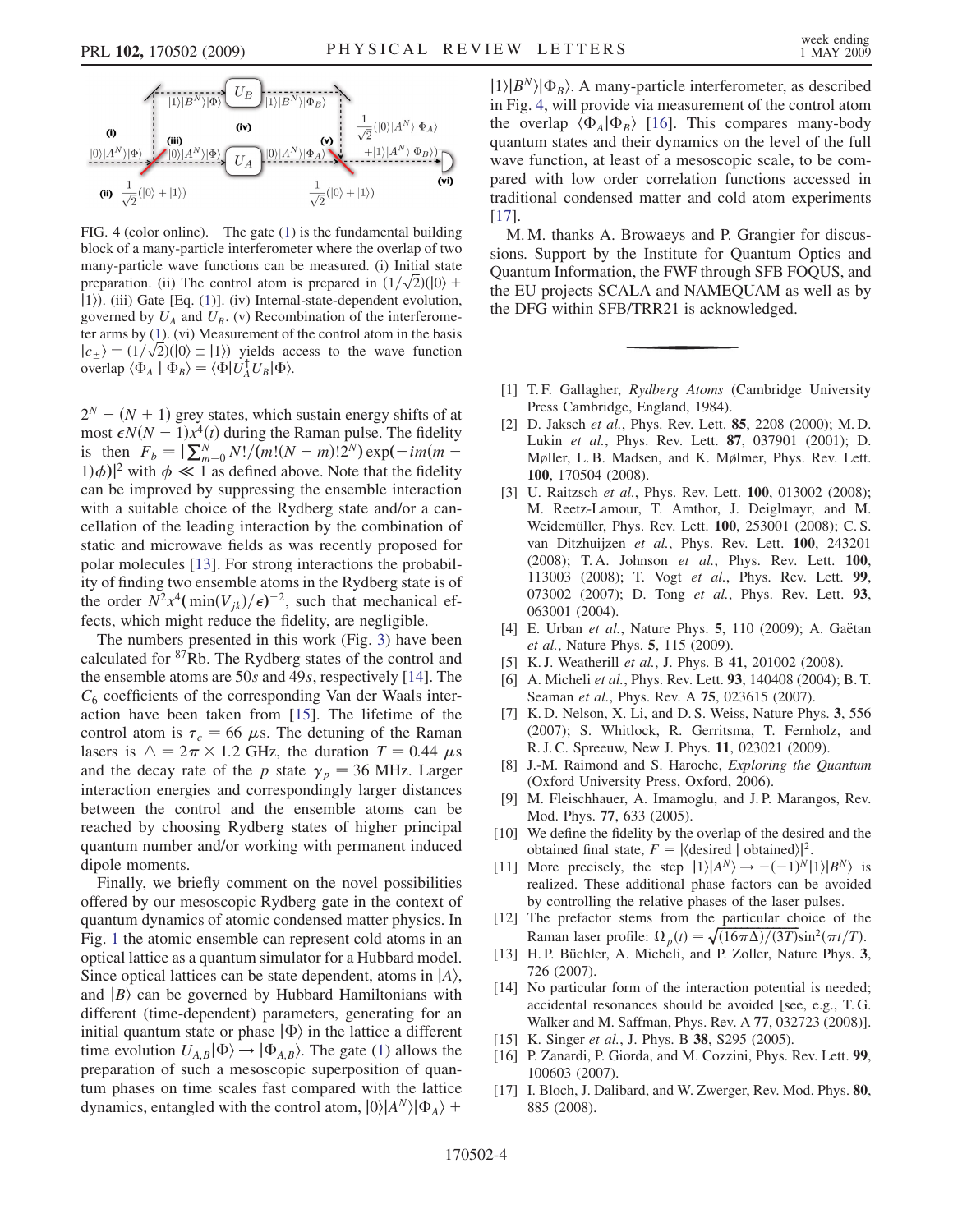(i)

(ii) $\frac{1}{\sqrt{2}}(|0\rangle + |1\rangle)$

(iii)

(iv)

(v)

(vi)

$|0\rangle|A^N\rangle|\Phi\rangle$

$|1\rangle|B^N\rangle|\Phi\rangle$

$U_B$

$|1\rangle|B^N\rangle|\Phi_B\rangle$

$|0\rangle|A^N\rangle|\Phi\rangle$

$U_A$

$|0\rangle|A^N\rangle|\Phi_A\rangle$

$\frac{1}{\sqrt{2}}(|0\rangle|A^N\rangle|\Phi_A\rangle$

$+|1\rangle|A^N\rangle|\Phi_B\rangle)$

$\frac{1}{\sqrt{2}}(|0\rangle + |1\rangle)$

FIG. 4 (color online). The gate (1) is the fundamental building block of a many-particle interferometer where the overlap of two many-particle wave functions can be measured. (i) Initial state preparation. (ii) The control atom is prepared in $(1/\sqrt{2})(|0\rangle + |1\rangle)$. (iii) Gate [Eq. (1)]. (iv) Internal-state-dependent evolution, governed by $U_A$ and $U_B$. (v) Recombination of the interferometer arms by (1). (vi) Measurement of the control atom in the basis $|c_\pm\rangle = (1/\sqrt{2})(|0\rangle \pm |1\rangle)$ yields access to the wave function overlap $\langle\Phi_A | \Phi_B\rangle = \langle\Phi|U_A^\dagger U_B|\Phi\rangle$.

$2^N - (N + 1)$ grey states, which sustain energy shifts of at most $\epsilon N(N - 1)x^4(t)$ during the Raman pulse. The fidelity is then $F_b = |\sum_{m=0}^{N} N!/(m!(N - m)!2^N) \exp(-im(m - 1)\phi)|^2$ with $\phi \ll 1$ as defined above. Note that the fidelity can be improved by suppressing the ensemble interaction with a suitable choice of the Rydberg state and/or a cancellation of the leading interaction by the combination of static and microwave fields as was recently proposed for polar molecules [13]. For strong interactions the probability of finding two ensemble atoms in the Rydberg state is of the order $N^2x^4(\min(V_{jk})/\epsilon)^{-2}$, such that mechanical effects, which might reduce the fidelity, are negligible.

The numbers presented in this work (Fig. 3) have been calculated for $^{87}$Rb. The Rydberg states of the control and the ensemble atoms are 50$s$ and 49$s$, respectively [14]. The $C_6$ coefficients of the corresponding Van der Waals interaction have been taken from [15]. The lifetime of the control atom is $\tau_c = 66$ $\mu$s. The detuning of the Raman lasers is $\triangle = 2\pi \times 1.2$ GHz, the duration $T = 0.44$ $\mu$s and the decay rate of the $p$ state $\gamma_p = 36$ MHz. Larger interaction energies and correspondingly larger distances between the control and the ensemble atoms can be reached by choosing Rydberg states of higher principal quantum number and/or working with permanent induced dipole moments.

Finally, we briefly comment on the novel possibilities offered by our mesoscopic Rydberg gate in the context of quantum dynamics of atomic condensed matter physics. In Fig. 1 the atomic ensemble can represent cold atoms in an optical lattice as a quantum simulator for a Hubbard model. Since optical lattices can be state dependent, atoms in $|A\rangle$, and $|B\rangle$ can be governed by Hubbard Hamiltonians with different (time-dependent) parameters, generating for an initial quantum state or phase $|\Phi\rangle$ in the lattice a different time evolution $U_{A,B}|\Phi\rangle \rightarrow |\Phi_{A,B}\rangle$. The gate (1) allows the preparation of such a mesoscopic superposition of quantum phases on time scales fast compared with the lattice dynamics, entangled with the control atom, $|0\rangle|A^N\rangle|\Phi_A\rangle + |1\rangle|B^N\rangle|\Phi_B\rangle$. A many-particle interferometer, as described in Fig. 4, will provide via measurement of the control atom the overlap $\langle\Phi_A|\Phi_B\rangle$ [16]. This compares many-body quantum states and their dynamics on the level of the full wave function, at least of a mesoscopic scale, to be compared with low order correlation functions accessed in traditional condensed matter and cold atom experiments [17].

M. M. thanks A. Browaeys and P. Grangier for discussions. Support by the Institute for Quantum Optics and Quantum Information, the FWF through SFB FOQUS, and the EU projects SCALA and NAMEQUAM as well as by the DFG within SFB/TRR21 is acknowledged.

---

[1] T. F. Gallagher, *Rydberg Atoms* (Cambridge University Press Cambridge, England, 1984).

[2] D. Jaksch *et al.*, Phys. Rev. Lett. **85**, 2208 (2000); M. D. Lukin *et al.*, Phys. Rev. Lett. **87**, 037901 (2001); D. Møller, L. B. Madsen, and K. Mølmer, Phys. Rev. Lett. **100**, 170504 (2008).

[3] U. Raitzsch *et al.*, Phys. Rev. Lett. **100**, 013002 (2008); M. Reetz-Lamour, T. Amthor, J. Deiglmayr, and M. Weidemüller, Phys. Rev. Lett. **100**, 253001 (2008); C. S. van Ditzhuijzen *et al.*, Phys. Rev. Lett. **100**, 243201 (2008); T. A. Johnson *et al.*, Phys. Rev. Lett. **100**, 113003 (2008); T. Vogt *et al.*, Phys. Rev. Lett. **99**, 073002 (2007); D. Tong *et al.*, Phys. Rev. Lett. **93**, 063001 (2004).

[4] E. Urban *et al.*, Nature Phys. **5**, 110 (2009); A. Gaëtan *et al.*, Nature Phys. **5**, 115 (2009).

[5] K. J. Weatherill *et al.*, J. Phys. B **41**, 201002 (2008).

[6] A. Micheli *et al.*, Phys. Rev. Lett. **93**, 140408 (2004); B. T. Seaman *et al.*, Phys. Rev. A **75**, 023615 (2007).

[7] K. D. Nelson, X. Li, and D. S. Weiss, Nature Phys. **3**, 556 (2007); S. Whitlock, R. Gerritsma, T. Fernholz, and R. J. C. Spreeuw, New J. Phys. **11**, 023021 (2009).

[8] J.-M. Raimond and S. Haroche, *Exploring the Quantum* (Oxford University Press, Oxford, 2006).

[9] M. Fleischhauer, A. Imamoglu, and J. P. Marangos, Rev. Mod. Phys. **77**, 633 (2005).

[10] We define the fidelity by the overlap of the desired and the obtained final state, $F = |\langle\text{desired} | \text{obtained}\rangle|^2$.

[11] More precisely, the step $|1\rangle|A^N\rangle \rightarrow -(-1)^N|1\rangle|B^N\rangle$ is realized. These additional phase factors can be avoided by controlling the relative phases of the laser pulses.

[12] The prefactor stems from the particular choice of the Raman laser profile: $\Omega_p(t) = \sqrt{(16\pi\Delta)/(3T)}\sin^2(\pi t/T)$.

[13] H. P. Büchler, A. Micheli, and P. Zoller, Nature Phys. **3**, 726 (2007).

[14] No particular form of the interaction potential is needed; accidental resonances should be avoided [see, e.g., T. G. Walker and M. Saffman, Phys. Rev. A **77**, 032723 (2008)].

[15] K. Singer *et al.*, J. Phys. B **38**, S295 (2005).

[16] P. Zanardi, P. Giorda, and M. Cozzini, Phys. Rev. Lett. **99**, 100603 (2007).

[17] I. Bloch, J. Dalibard, and W. Zwerger, Rev. Mod. Phys. **80**, 885 (2008).